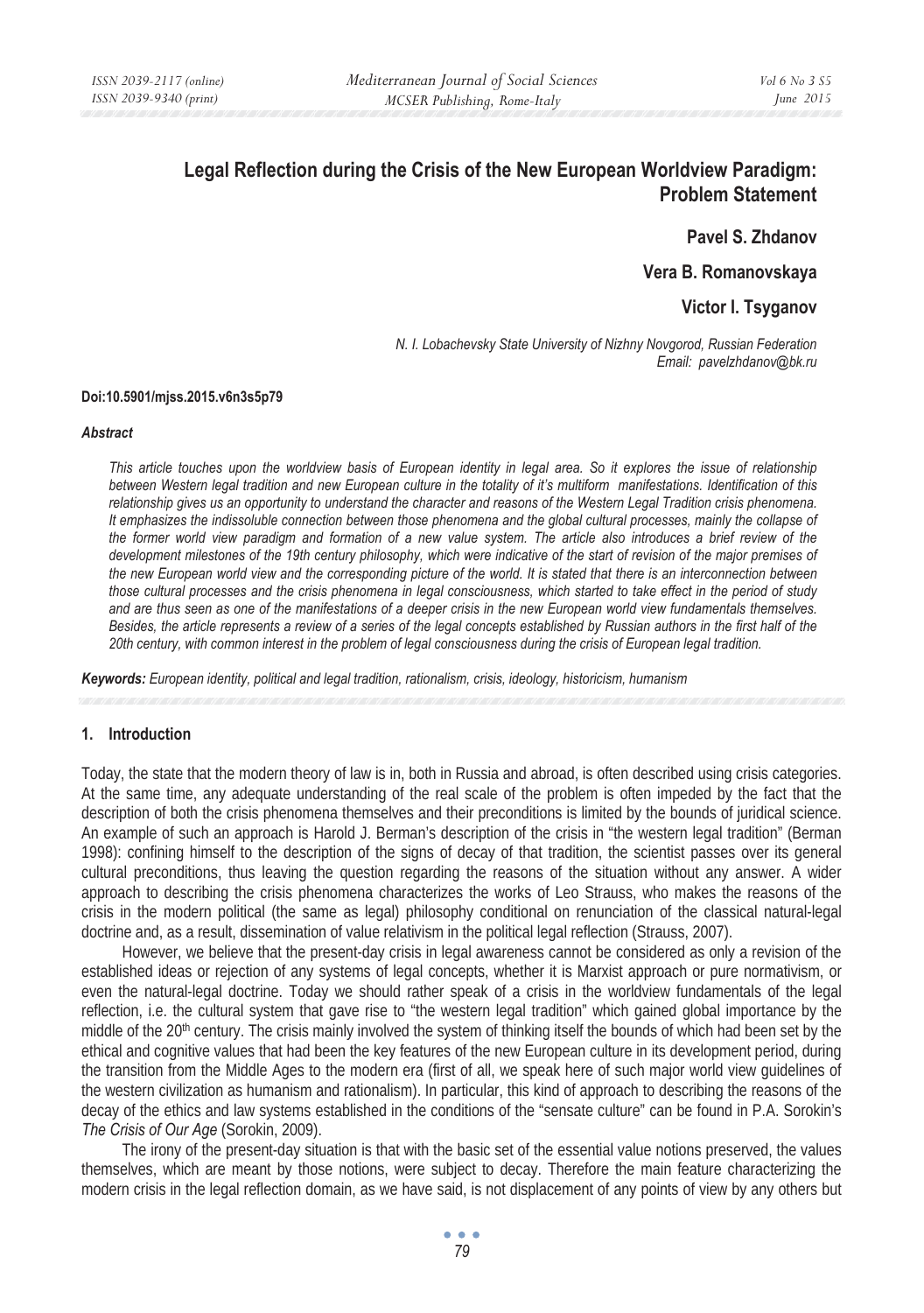# Legal Reflection during the Crisis of the New European Worldview Paradigm: Problem Statement

**Pavel S. Zhdanov**

**Vera B. Romanovskaya**

**Victor I. Tsyganov**

*N. I. Lobachevsky State University of Nizhny Novgorod, Russian Federation*
*Email: pavelzhdanov@bk.ru*

**Doi:10.5901/mjss.2015.v6n3s5p79**

***Abstract***

*This article touches upon the worldview basis of European identity in legal area. So it explores the issue of relationship between Western legal tradition and new European culture in the totality of it's multiform manifestations. Identification of this relationship gives us an opportunity to understand the character and reasons of the Western Legal Tradition crisis phenomena. It emphasizes the indissoluble connection between those phenomena and the global cultural processes, mainly the collapse of the former world view paradigm and formation of a new value system. The article also introduces a brief review of the development milestones of the 19th century philosophy, which were indicative of the start of revision of the major premises of the new European world view and the corresponding picture of the world. It is stated that there is an interconnection between those cultural processes and the crisis phenomena in legal consciousness, which started to take effect in the period of study and are thus seen as one of the manifestations of a deeper crisis in the new European world view fundamentals themselves. Besides, the article represents a review of a series of the legal concepts established by Russian authors in the first half of the 20th century, with common interest in the problem of legal consciousness during the crisis of European legal tradition.*

***Keywords:*** *European identity, political and legal tradition, rationalism, crisis, ideology, historicism, humanism*

## 1. Introduction

Today, the state that the modern theory of law is in, both in Russia and abroad, is often described using crisis categories. At the same time, any adequate understanding of the real scale of the problem is often impeded by the fact that the description of both the crisis phenomena themselves and their preconditions is limited by the bounds of juridical science. An example of such an approach is Harold J. Berman's description of the crisis in "the western legal tradition" (Berman 1998): confining himself to the description of the signs of decay of that tradition, the scientist passes over its general cultural preconditions, thus leaving the question regarding the reasons of the situation without any answer. A wider approach to describing the crisis phenomena characterizes the works of Leo Strauss, who makes the reasons of the crisis in the modern political (the same as legal) philosophy conditional on renunciation of the classical natural-legal doctrine and, as a result, dissemination of value relativism in the political legal reflection (Strauss, 2007).

However, we believe that the present-day crisis in legal awareness cannot be considered as only a revision of the established ideas or rejection of any systems of legal concepts, whether it is Marxist approach or pure normativism, or even the natural-legal doctrine. Today we should rather speak of a crisis in the worldview fundamentals of the legal reflection, i.e. the cultural system that gave rise to "the western legal tradition" which gained global importance by the middle of the 20th century. The crisis mainly involved the system of thinking itself the bounds of which had been set by the ethical and cognitive values that had been the key features of the new European culture in its development period, during the transition from the Middle Ages to the modern era (first of all, we speak here of such major world view guidelines of the western civilization as humanism and rationalism). In particular, this kind of approach to describing the reasons of the decay of the ethics and law systems established in the conditions of the "sensate culture" can be found in P.A. Sorokin's *The Crisis of Our Age* (Sorokin, 2009).

The irony of the present-day situation is that with the basic set of the essential value notions preserved, the values themselves, which are meant by those notions, were subject to decay. Therefore the main feature characterizing the modern crisis in the legal reflection domain, as we have said, is not displacement of any points of view by any others but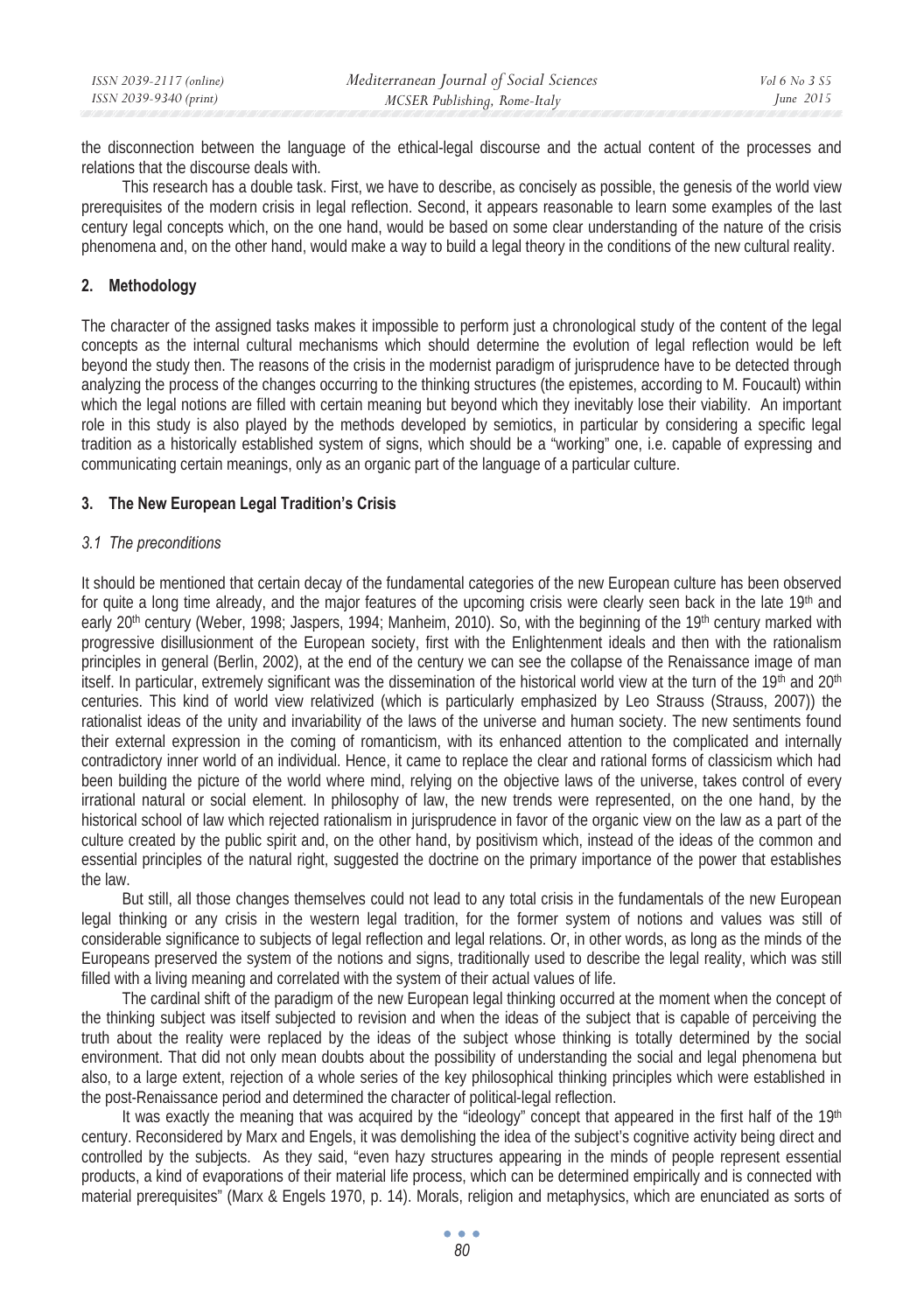the disconnection between the language of the ethical-legal discourse and the actual content of the processes and relations that the discourse deals with.

This research has a double task. First, we have to describe, as concisely as possible, the genesis of the world view prerequisites of the modern crisis in legal reflection. Second, it appears reasonable to learn some examples of the last century legal concepts which, on the one hand, would be based on some clear understanding of the nature of the crisis phenomena and, on the other hand, would make a way to build a legal theory in the conditions of the new cultural reality.

## 2. Methodology

The character of the assigned tasks makes it impossible to perform just a chronological study of the content of the legal concepts as the internal cultural mechanisms which should determine the evolution of legal reflection would be left beyond the study then. The reasons of the crisis in the modernist paradigm of jurisprudence have to be detected through analyzing the process of the changes occurring to the thinking structures (the epistemes, according to M. Foucault) within which the legal notions are filled with certain meaning but beyond which they inevitably lose their viability. An important role in this study is also played by the methods developed by semiotics, in particular by considering a specific legal tradition as a historically established system of signs, which should be a "working" one, i.e. capable of expressing and communicating certain meanings, only as an organic part of the language of a particular culture.

## 3. The New European Legal Tradition's Crisis

### *3.1 The preconditions*

It should be mentioned that certain decay of the fundamental categories of the new European culture has been observed for quite a long time already, and the major features of the upcoming crisis were clearly seen back in the late 19th and early 20th century (Weber, 1998; Jaspers, 1994; Manheim, 2010). So, with the beginning of the 19th century marked with progressive disillusionment of the European society, first with the Enlightenment ideals and then with the rationalism principles in general (Berlin, 2002), at the end of the century we can see the collapse of the Renaissance image of man itself. In particular, extremely significant was the dissemination of the historical world view at the turn of the 19th and 20th centuries. This kind of world view relativized (which is particularly emphasized by Leo Strauss (Strauss, 2007)) the rationalist ideas of the unity and invariability of the laws of the universe and human society. The new sentiments found their external expression in the coming of romanticism, with its enhanced attention to the complicated and internally contradictory inner world of an individual. Hence, it came to replace the clear and rational forms of classicism which had been building the picture of the world where mind, relying on the objective laws of the universe, takes control of every irrational natural or social element. In philosophy of law, the new trends were represented, on the one hand, by the historical school of law which rejected rationalism in jurisprudence in favor of the organic view on the law as a part of the culture created by the public spirit and, on the other hand, by positivism which, instead of the ideas of the common and essential principles of the natural right, suggested the doctrine on the primary importance of the power that establishes the law.

But still, all those changes themselves could not lead to any total crisis in the fundamentals of the new European legal thinking or any crisis in the western legal tradition, for the former system of notions and values was still of considerable significance to subjects of legal reflection and legal relations. Or, in other words, as long as the minds of the Europeans preserved the system of the notions and signs, traditionally used to describe the legal reality, which was still filled with a living meaning and correlated with the system of their actual values of life.

The cardinal shift of the paradigm of the new European legal thinking occurred at the moment when the concept of the thinking subject was itself subjected to revision and when the ideas of the subject that is capable of perceiving the truth about the reality were replaced by the ideas of the subject whose thinking is totally determined by the social environment. That did not only mean doubts about the possibility of understanding the social and legal phenomena but also, to a large extent, rejection of a whole series of the key philosophical thinking principles which were established in the post-Renaissance period and determined the character of political-legal reflection.

It was exactly the meaning that was acquired by the "ideology" concept that appeared in the first half of the 19th century. Reconsidered by Marx and Engels, it was demolishing the idea of the subject's cognitive activity being direct and controlled by the subjects. As they said, "even hazy structures appearing in the minds of people represent essential products, a kind of evaporations of their material life process, which can be determined empirically and is connected with material prerequisites" (Marx & Engels 1970, p. 14). Morals, religion and metaphysics, which are enunciated as sorts of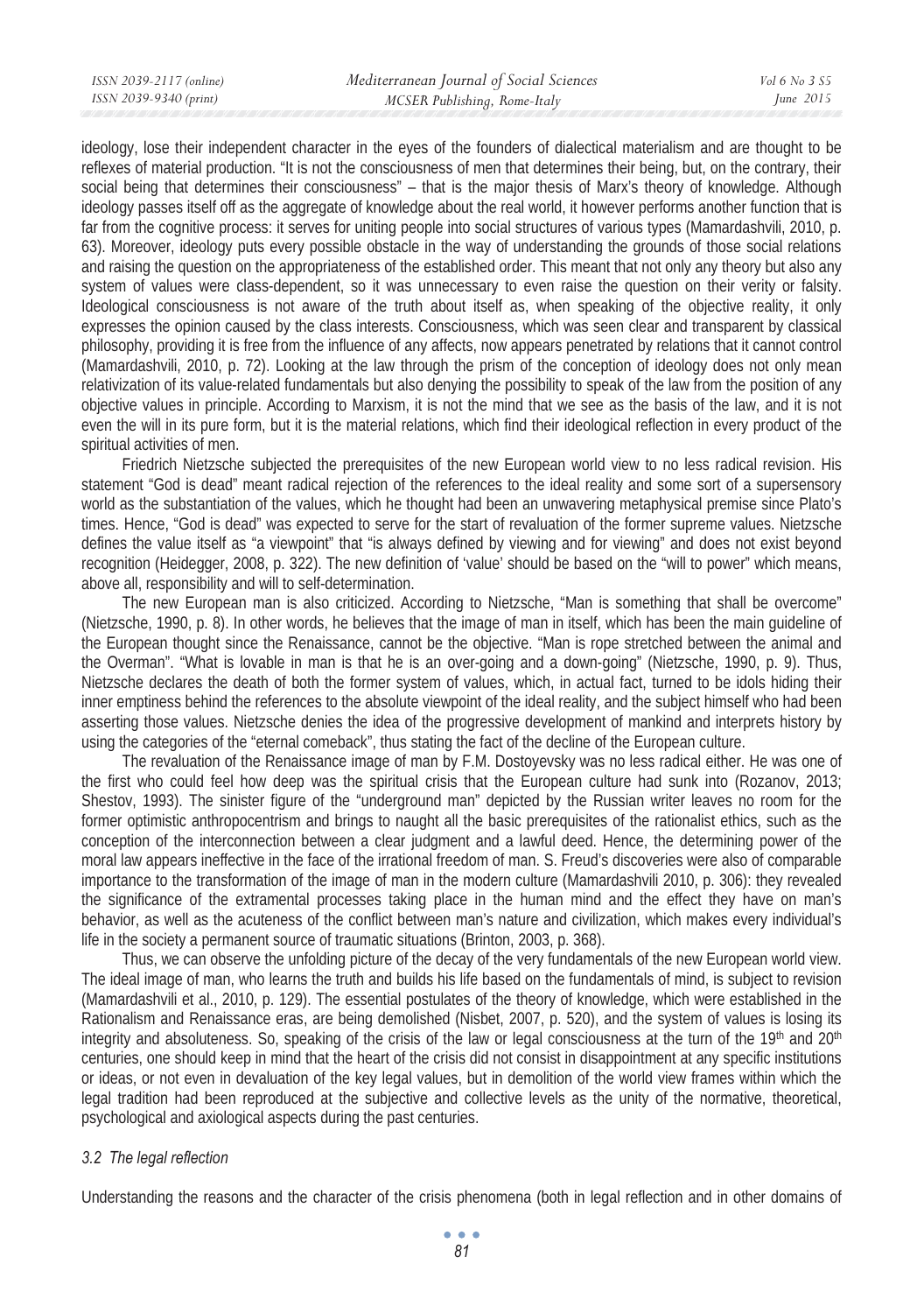ideology, lose their independent character in the eyes of the founders of dialectical materialism and are thought to be reflexes of material production. "It is not the consciousness of men that determines their being, but, on the contrary, their social being that determines their consciousness" – that is the major thesis of Marx's theory of knowledge. Although ideology passes itself off as the aggregate of knowledge about the real world, it however performs another function that is far from the cognitive process: it serves for uniting people into social structures of various types (Mamardashvili, 2010, p. 63). Moreover, ideology puts every possible obstacle in the way of understanding the grounds of those social relations and raising the question on the appropriateness of the established order. This meant that not only any theory but also any system of values were class-dependent, so it was unnecessary to even raise the question on their verity or falsity. Ideological consciousness is not aware of the truth about itself as, when speaking of the objective reality, it only expresses the opinion caused by the class interests. Consciousness, which was seen clear and transparent by classical philosophy, providing it is free from the influence of any affects, now appears penetrated by relations that it cannot control (Mamardashvili, 2010, p. 72). Looking at the law through the prism of the conception of ideology does not only mean relativization of its value-related fundamentals but also denying the possibility to speak of the law from the position of any objective values in principle. According to Marxism, it is not the mind that we see as the basis of the law, and it is not even the will in its pure form, but it is the material relations, which find their ideological reflection in every product of the spiritual activities of men.

Friedrich Nietzsche subjected the prerequisites of the new European world view to no less radical revision. His statement "God is dead" meant radical rejection of the references to the ideal reality and some sort of a supersensory world as the substantiation of the values, which he thought had been an unwavering metaphysical premise since Plato's times. Hence, "God is dead" was expected to serve for the start of revaluation of the former supreme values. Nietzsche defines the value itself as "a viewpoint" that "is always defined by viewing and for viewing" and does not exist beyond recognition (Heidegger, 2008, p. 322). The new definition of 'value' should be based on the "will to power" which means, above all, responsibility and will to self-determination.

The new European man is also criticized. According to Nietzsche, "Man is something that shall be overcome" (Nietzsche, 1990, p. 8). In other words, he believes that the image of man in itself, which has been the main guideline of the European thought since the Renaissance, cannot be the objective. "Man is rope stretched between the animal and the Overman". "What is lovable in man is that he is an over-going and a down-going" (Nietzsche, 1990, p. 9). Thus, Nietzsche declares the death of both the former system of values, which, in actual fact, turned to be idols hiding their inner emptiness behind the references to the absolute viewpoint of the ideal reality, and the subject himself who had been asserting those values. Nietzsche denies the idea of the progressive development of mankind and interprets history by using the categories of the "eternal comeback", thus stating the fact of the decline of the European culture.

The revaluation of the Renaissance image of man by F.M. Dostoyevsky was no less radical either. He was one of the first who could feel how deep was the spiritual crisis that the European culture had sunk into (Rozanov, 2013; Shestov, 1993). The sinister figure of the "underground man" depicted by the Russian writer leaves no room for the former optimistic anthropocentrism and brings to naught all the basic prerequisites of the rationalist ethics, such as the conception of the interconnection between a clear judgment and a lawful deed. Hence, the determining power of the moral law appears ineffective in the face of the irrational freedom of man. S. Freud's discoveries were also of comparable importance to the transformation of the image of man in the modern culture (Mamardashvili 2010, p. 306): they revealed the significance of the extramental processes taking place in the human mind and the effect they have on man's behavior, as well as the acuteness of the conflict between man's nature and civilization, which makes every individual's life in the society a permanent source of traumatic situations (Brinton, 2003, p. 368).

Thus, we can observe the unfolding picture of the decay of the very fundamentals of the new European world view. The ideal image of man, who learns the truth and builds his life based on the fundamentals of mind, is subject to revision (Mamardashvili et al., 2010, p. 129). The essential postulates of the theory of knowledge, which were established in the Rationalism and Renaissance eras, are being demolished (Nisbet, 2007, p. 520), and the system of values is losing its integrity and absoluteness. So, speaking of the crisis of the law or legal consciousness at the turn of the 19th and 20th centuries, one should keep in mind that the heart of the crisis did not consist in disappointment at any specific institutions or ideas, or not even in devaluation of the key legal values, but in demolition of the world view frames within which the legal tradition had been reproduced at the subjective and collective levels as the unity of the normative, theoretical, psychological and axiological aspects during the past centuries.

### *3.2 The legal reflection*

Understanding the reasons and the character of the crisis phenomena (both in legal reflection and in other domains of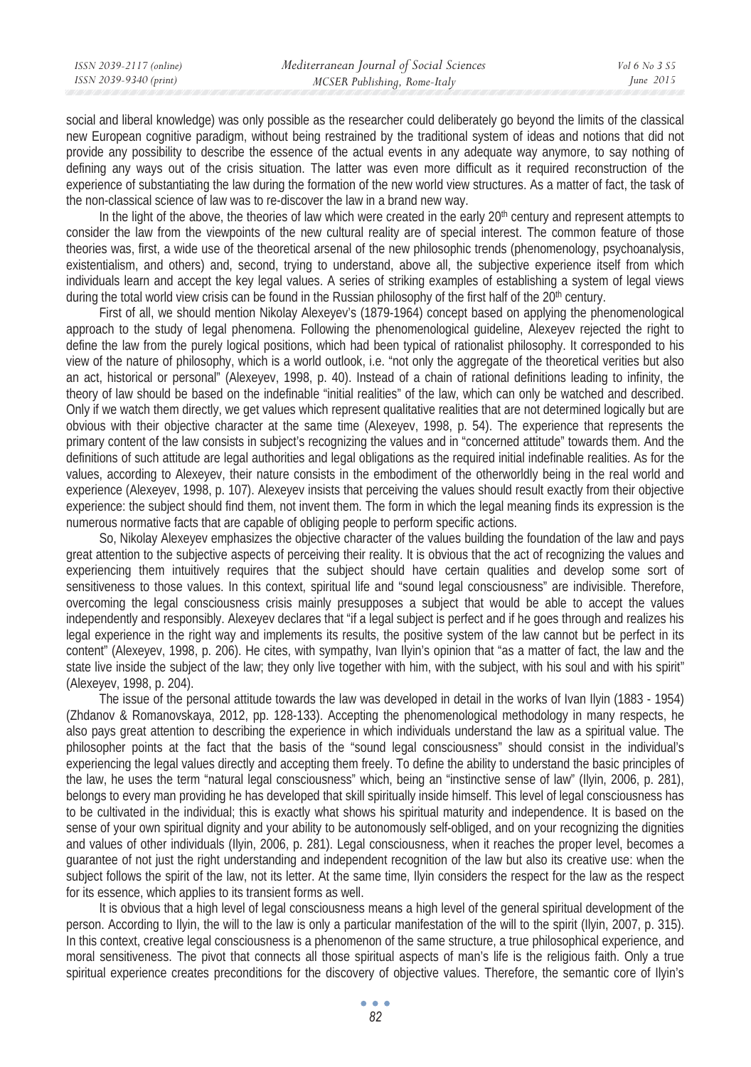social and liberal knowledge) was only possible as the researcher could deliberately go beyond the limits of the classical new European cognitive paradigm, without being restrained by the traditional system of ideas and notions that did not provide any possibility to describe the essence of the actual events in any adequate way anymore, to say nothing of defining any ways out of the crisis situation. The latter was even more difficult as it required reconstruction of the experience of substantiating the law during the formation of the new world view structures. As a matter of fact, the task of the non-classical science of law was to re-discover the law in a brand new way.

In the light of the above, the theories of law which were created in the early 20th century and represent attempts to consider the law from the viewpoints of the new cultural reality are of special interest. The common feature of those theories was, first, a wide use of the theoretical arsenal of the new philosophic trends (phenomenology, psychoanalysis, existentialism, and others) and, second, trying to understand, above all, the subjective experience itself from which individuals learn and accept the key legal values. A series of striking examples of establishing a system of legal views during the total world view crisis can be found in the Russian philosophy of the first half of the 20th century.

First of all, we should mention Nikolay Alexeyev's (1879-1964) concept based on applying the phenomenological approach to the study of legal phenomena. Following the phenomenological guideline, Alexeyev rejected the right to define the law from the purely logical positions, which had been typical of rationalist philosophy. It corresponded to his view of the nature of philosophy, which is a world outlook, i.e. "not only the aggregate of the theoretical verities but also an act, historical or personal" (Alexeyev, 1998, p. 40). Instead of a chain of rational definitions leading to infinity, the theory of law should be based on the indefinable "initial realities" of the law, which can only be watched and described. Only if we watch them directly, we get values which represent qualitative realities that are not determined logically but are obvious with their objective character at the same time (Alexeyev, 1998, p. 54). The experience that represents the primary content of the law consists in subject's recognizing the values and in "concerned attitude" towards them. And the definitions of such attitude are legal authorities and legal obligations as the required initial indefinable realities. As for the values, according to Alexeyev, their nature consists in the embodiment of the otherworldly being in the real world and experience (Alexeyev, 1998, p. 107). Alexeyev insists that perceiving the values should result exactly from their objective experience: the subject should find them, not invent them. The form in which the legal meaning finds its expression is the numerous normative facts that are capable of obliging people to perform specific actions.

So, Nikolay Alexeyev emphasizes the objective character of the values building the foundation of the law and pays great attention to the subjective aspects of perceiving their reality. It is obvious that the act of recognizing the values and experiencing them intuitively requires that the subject should have certain qualities and develop some sort of sensitiveness to those values. In this context, spiritual life and "sound legal consciousness" are indivisible. Therefore, overcoming the legal consciousness crisis mainly presupposes a subject that would be able to accept the values independently and responsibly. Alexeyev declares that "if a legal subject is perfect and if he goes through and realizes his legal experience in the right way and implements its results, the positive system of the law cannot but be perfect in its content" (Alexeyev, 1998, p. 206). He cites, with sympathy, Ivan Ilyin's opinion that "as a matter of fact, the law and the state live inside the subject of the law; they only live together with him, with the subject, with his soul and with his spirit" (Alexeyev, 1998, p. 204).

The issue of the personal attitude towards the law was developed in detail in the works of Ivan Ilyin (1883 - 1954) (Zhdanov & Romanovskaya, 2012, pp. 128-133). Accepting the phenomenological methodology in many respects, he also pays great attention to describing the experience in which individuals understand the law as a spiritual value. The philosopher points at the fact that the basis of the "sound legal consciousness" should consist in the individual's experiencing the legal values directly and accepting them freely. To define the ability to understand the basic principles of the law, he uses the term "natural legal consciousness" which, being an "instinctive sense of law" (Ilyin, 2006, p. 281), belongs to every man providing he has developed that skill spiritually inside himself. This level of legal consciousness has to be cultivated in the individual; this is exactly what shows his spiritual maturity and independence. It is based on the sense of your own spiritual dignity and your ability to be autonomously self-obliged, and on your recognizing the dignities and values of other individuals (Ilyin, 2006, p. 281). Legal consciousness, when it reaches the proper level, becomes a guarantee of not just the right understanding and independent recognition of the law but also its creative use: when the subject follows the spirit of the law, not its letter. At the same time, Ilyin considers the respect for the law as the respect for its essence, which applies to its transient forms as well.

It is obvious that a high level of legal consciousness means a high level of the general spiritual development of the person. According to Ilyin, the will to the law is only a particular manifestation of the will to the spirit (Ilyin, 2007, p. 315). In this context, creative legal consciousness is a phenomenon of the same structure, a true philosophical experience, and moral sensitiveness. The pivot that connects all those spiritual aspects of man's life is the religious faith. Only a true spiritual experience creates preconditions for the discovery of objective values. Therefore, the semantic core of Ilyin's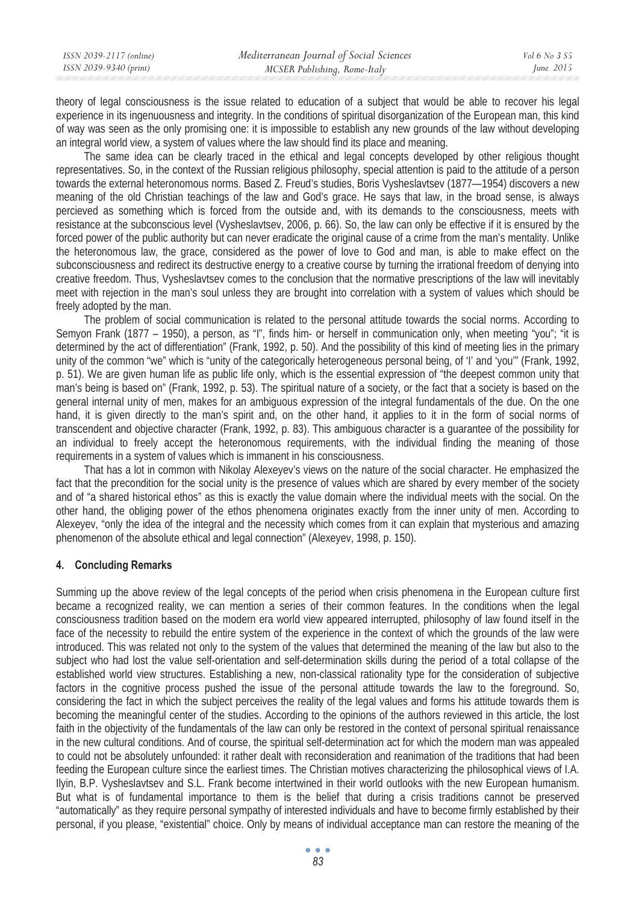theory of legal consciousness is the issue related to education of a subject that would be able to recover his legal experience in its ingenuousness and integrity. In the conditions of spiritual disorganization of the European man, this kind of way was seen as the only promising one: it is impossible to establish any new grounds of the law without developing an integral world view, a system of values where the law should find its place and meaning.

The same idea can be clearly traced in the ethical and legal concepts developed by other religious thought representatives. So, in the context of the Russian religious philosophy, special attention is paid to the attitude of a person towards the external heteronomous norms. Based Z. Freud's studies, Boris Vysheslavtsev (1877—1954) discovers a new meaning of the old Christian teachings of the law and God's grace. He says that law, in the broad sense, is always percieved as something which is forced from the outside and, with its demands to the consciousness, meets with resistance at the subconscious level (Vysheslavtsev, 2006, p. 66). So, the law can only be effective if it is ensured by the forced power of the public authority but can never eradicate the original cause of a crime from the man's mentality. Unlike the heteronomous law, the grace, considered as the power of love to God and man, is able to make effect on the subconsciousness and redirect its destructive energy to a creative course by turning the irrational freedom of denying into creative freedom. Thus, Vysheslavtsev comes to the conclusion that the normative prescriptions of the law will inevitably meet with rejection in the man's soul unless they are brought into correlation with a system of values which should be freely adopted by the man.

The problem of social communication is related to the personal attitude towards the social norms. According to Semyon Frank (1877 – 1950), a person, as "I", finds him- or herself in communication only, when meeting "you"; "it is determined by the act of differentiation" (Frank, 1992, p. 50). And the possibility of this kind of meeting lies in the primary unity of the common "we" which is "unity of the categorically heterogeneous personal being, of 'I' and 'you'" (Frank, 1992, p. 51). We are given human life as public life only, which is the essential expression of "the deepest common unity that man's being is based on" (Frank, 1992, p. 53). The spiritual nature of a society, or the fact that a society is based on the general internal unity of men, makes for an ambiguous expression of the integral fundamentals of the due. On the one hand, it is given directly to the man's spirit and, on the other hand, it applies to it in the form of social norms of transcendent and objective character (Frank, 1992, p. 83). This ambiguous character is a guarantee of the possibility for an individual to freely accept the heteronomous requirements, with the individual finding the meaning of those requirements in a system of values which is immanent in his consciousness.

That has a lot in common with Nikolay Alexeyev's views on the nature of the social character. He emphasized the fact that the precondition for the social unity is the presence of values which are shared by every member of the society and of "a shared historical ethos" as this is exactly the value domain where the individual meets with the social. On the other hand, the obliging power of the ethos phenomena originates exactly from the inner unity of men. According to Alexeyev, "only the idea of the integral and the necessity which comes from it can explain that mysterious and amazing phenomenon of the absolute ethical and legal connection" (Alexeyev, 1998, p. 150).

## 4. Concluding Remarks

Summing up the above review of the legal concepts of the period when crisis phenomena in the European culture first became a recognized reality, we can mention a series of their common features. In the conditions when the legal consciousness tradition based on the modern era world view appeared interrupted, philosophy of law found itself in the face of the necessity to rebuild the entire system of the experience in the context of which the grounds of the law were introduced. This was related not only to the system of the values that determined the meaning of the law but also to the subject who had lost the value self-orientation and self-determination skills during the period of a total collapse of the established world view structures. Establishing a new, non-classical rationality type for the consideration of subjective factors in the cognitive process pushed the issue of the personal attitude towards the law to the foreground. So, considering the fact in which the subject perceives the reality of the legal values and forms his attitude towards them is becoming the meaningful center of the studies. According to the opinions of the authors reviewed in this article, the lost faith in the objectivity of the fundamentals of the law can only be restored in the context of personal spiritual renaissance in the new cultural conditions. And of course, the spiritual self-determination act for which the modern man was appealed to could not be absolutely unfounded: it rather dealt with reconsideration and reanimation of the traditions that had been feeding the European culture since the earliest times. The Christian motives characterizing the philosophical views of I.A. Ilyin, B.P. Vysheslavtsev and S.L. Frank become intertwined in their world outlooks with the new European humanism. But what is of fundamental importance to them is the belief that during a crisis traditions cannot be preserved "automatically" as they require personal sympathy of interested individuals and have to become firmly established by their personal, if you please, "existential" choice. Only by means of individual acceptance man can restore the meaning of the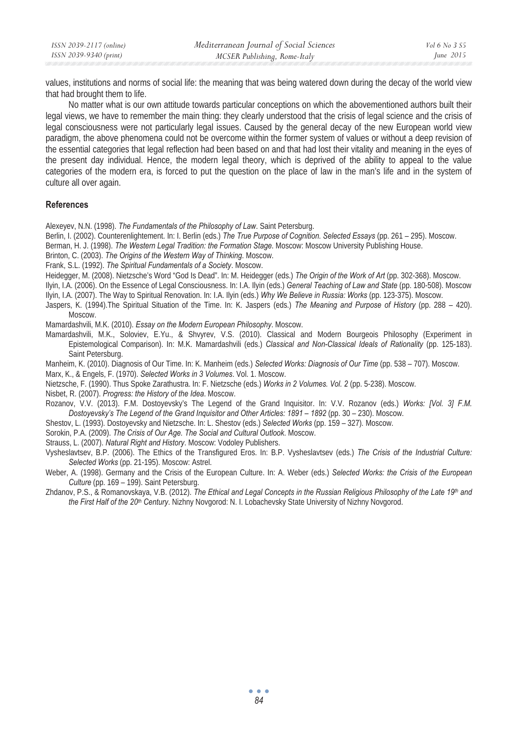values, institutions and norms of social life: the meaning that was being watered down during the decay of the world view that had brought them to life.

No matter what is our own attitude towards particular conceptions on which the abovementioned authors built their legal views, we have to remember the main thing: they clearly understood that the crisis of legal science and the crisis of legal consciousness were not particularly legal issues. Caused by the general decay of the new European world view paradigm, the above phenomena could not be overcome within the former system of values or without a deep revision of the essential categories that legal reflection had been based on and that had lost their vitality and meaning in the eyes of the present day individual. Hence, the modern legal theory, which is deprived of the ability to appeal to the value categories of the modern era, is forced to put the question on the place of law in the man's life and in the system of culture all over again.

## References

Alexeyev, N.N. (1998). *The Fundamentals of the Philosophy of Law*. Saint Petersburg.

Berlin, I. (2002). Counterenlightement. In: I. Berlin (eds.) *The True Purpose of Cognition. Selected Essays* (pp. 261 – 295). Moscow.

Berman, H. J. (1998). *The Western Legal Tradition: the Formation Stage*. Moscow: Moscow University Publishing House.

Brinton, C. (2003). *The Origins of the Western Way of Thinking*. Moscow.

Frank, S.L. (1992). *The Spiritual Fundamentals of a Society*. Moscow.

Heidegger, M. (2008). Nietzsche's Word "God Is Dead". In: M. Heidegger (eds.) *The Origin of the Work of Art* (pp. 302-368). Moscow.

Ilyin, I.A. (2006). On the Essence of Legal Consciousness. In: I.A. Ilyin (eds.) *General Teaching of Law and State* (pp. 180-508). Moscow

Ilyin, I.A. (2007). The Way to Spiritual Renovation. In: I.A. Ilyin (eds.) *Why We Believe in Russia: Works* (pp. 123-375). Moscow.

Jaspers, K. (1994).The Spiritual Situation of the Time. In: K. Jaspers (eds.) *The Meaning and Purpose of History* (pp. 288 – 420). Moscow.

Mamardashvili, M.K. (2010). *Essay on the Modern European Philosophy*. Moscow.

Mamardashvili, M.K., Soloviev, E.Yu., & Shvyrev, V.S. (2010). Classical and Modern Bourgeois Philosophy (Experiment in Epistemological Comparison). In: M.K. Mamardashvili (eds.) *Classical and Non-Classical Ideals of Rationality* (pp. 125-183). Saint Petersburg.

Manheim, K. (2010). Diagnosis of Our Time. In: K. Manheim (eds.) *Selected Works: Diagnosis of Our Time* (pp. 538 – 707). Moscow.

Marx, K., & Engels, F. (1970). *Selected Works in 3 Volumes*. Vol. 1. Moscow.

Nietzsche, F. (1990). Thus Spoke Zarathustra. In: F. Nietzsche (eds.) *Works in 2 Volumes. Vol. 2* (pp. 5-238). Moscow.

Nisbet, R. (2007). *Progress: the History of the Idea*. Moscow.

Rozanov, V.V. (2013). F.M. Dostoyevsky's The Legend of the Grand Inquisitor. In: V.V. Rozanov (eds.) *Works: [Vol. 3] F.M. Dostoyevsky's The Legend of the Grand Inquisitor and Other Articles: 1891 – 1892* (pp. 30 – 230). Moscow.

Shestov, L. (1993). Dostoyevsky and Nietzsche. In: L. Shestov (eds.) *Selected Works* (pp. 159 – 327). Moscow.

Sorokin, P.A. (2009). *The Crisis of Our Age. The Social and Cultural Outlook*. Moscow.

Strauss, L. (2007). *Natural Right and History*. Moscow: Vodoley Publishers.

Vysheslavtsev, B.P. (2006). The Ethics of the Transfigured Eros. In: B.P. Vysheslavtsev (eds.) *The Crisis of the Industrial Culture: Selected Works* (pp. 21-195). Moscow: Astrel.

Weber, A. (1998). Germany and the Crisis of the European Culture. In: A. Weber (eds.) *Selected Works: the Crisis of the European Culture* (pp. 169 – 199). Saint Petersburg.

Zhdanov, P.S., & Romanovskaya, V.B. (2012). *The Ethical and Legal Concepts in the Russian Religious Philosophy of the Late 19th and the First Half of the 20th Century*. Nizhny Novgorod: N. I. Lobachevsky State University of Nizhny Novgorod.